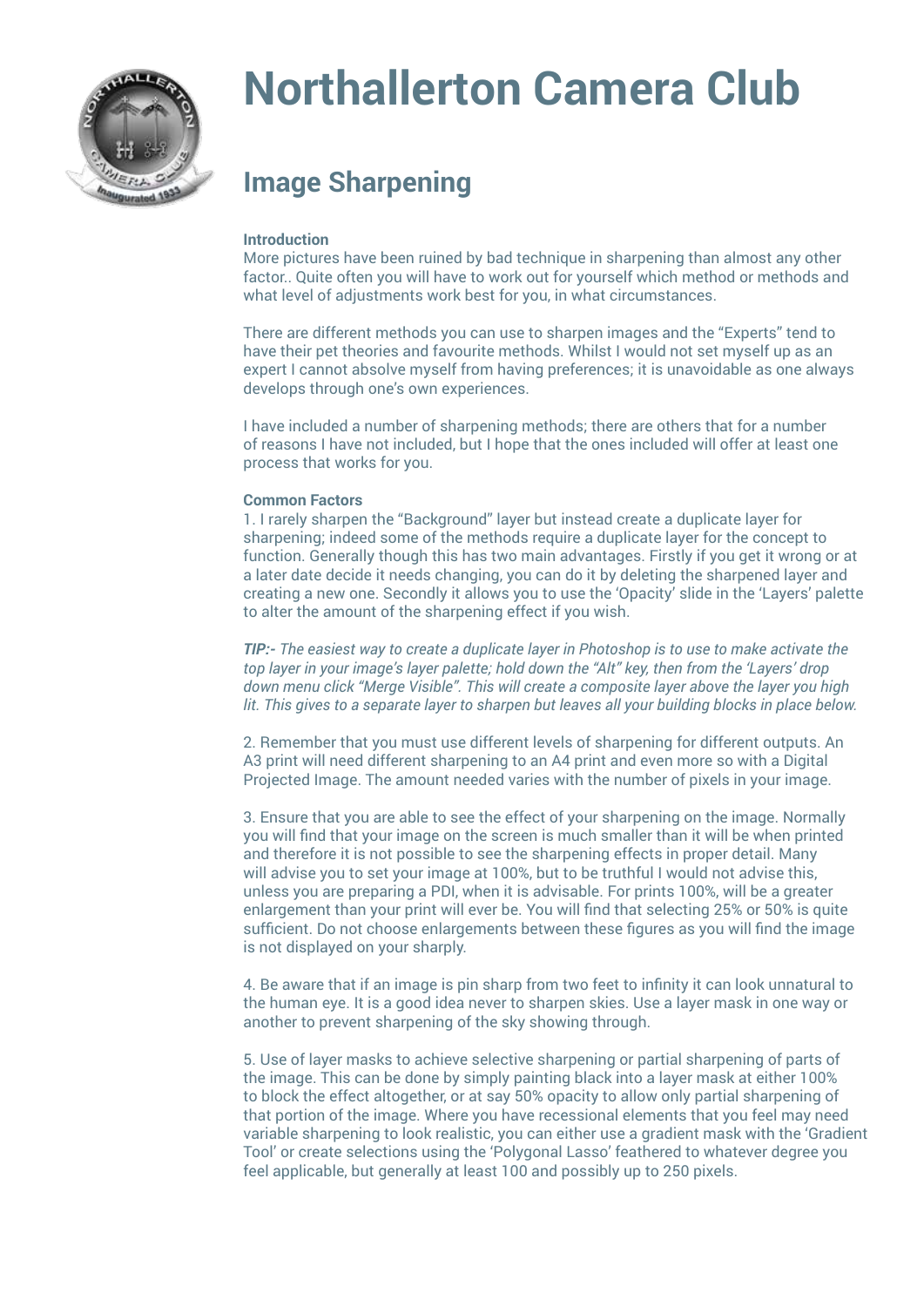# Northallerton Camera Club

## Image Sharpening

**Introduction**

More pictures have been ruined by bad technique in sharpening than almost any other factor.. Quite often you will have to work out for yourself which method or methods and what level of adjustments work best for you, in what circumstances.

There are different methods you can use to sharpen images and the "Experts" tend to have their pet theories and favourite methods. Whilst I would not set myself up as an expert I cannot absolve myself from having preferences; it is unavoidable as one always develops through one's own experiences.

I have included a number of sharpening methods; there are others that for a number of reasons I have not included, but I hope that the ones included will offer at least one process that works for you.

**Common Factors**

1. I rarely sharpen the "Background" layer but instead create a duplicate layer for sharpening; indeed some of the methods require a duplicate layer for the concept to function. Generally though this has two main advantages. Firstly if you get it wrong or at a later date decide it needs changing, you can do it by deleting the sharpened layer and creating a new one. Secondly it allows you to use the 'Opacity' slide in the 'Layers' palette to alter the amount of the sharpening effect if you wish.

***TIP:-*** *The easiest way to create a duplicate layer in Photoshop is to use to make activate the top layer in your image's layer palette; hold down the "Alt" key, then from the 'Layers' drop down menu click "Merge Visible". This will create a composite layer above the layer you high lit. This gives to a separate layer to sharpen but leaves all your building blocks in place below.*

2. Remember that you must use different levels of sharpening for different outputs. An A3 print will need different sharpening to an A4 print and even more so with a Digital Projected Image. The amount needed varies with the number of pixels in your image.

3. Ensure that you are able to see the effect of your sharpening on the image. Normally you will find that your image on the screen is much smaller than it will be when printed and therefore it is not possible to see the sharpening effects in proper detail. Many will advise you to set your image at 100%, but to be truthful I would not advise this, unless you are preparing a PDI, when it is advisable. For prints 100%, will be a greater enlargement than your print will ever be. You will find that selecting 25% or 50% is quite sufficient. Do not choose enlargements between these figures as you will find the image is not displayed on your sharply.

4. Be aware that if an image is pin sharp from two feet to infinity it can look unnatural to the human eye. It is a good idea never to sharpen skies. Use a layer mask in one way or another to prevent sharpening of the sky showing through.

5. Use of layer masks to achieve selective sharpening or partial sharpening of parts of the image. This can be done by simply painting black into a layer mask at either 100% to block the effect altogether, or at say 50% opacity to allow only partial sharpening of that portion of the image. Where you have recessional elements that you feel may need variable sharpening to look realistic, you can either use a gradient mask with the 'Gradient Tool' or create selections using the 'Polygonal Lasso' feathered to whatever degree you feel applicable, but generally at least 100 and possibly up to 250 pixels.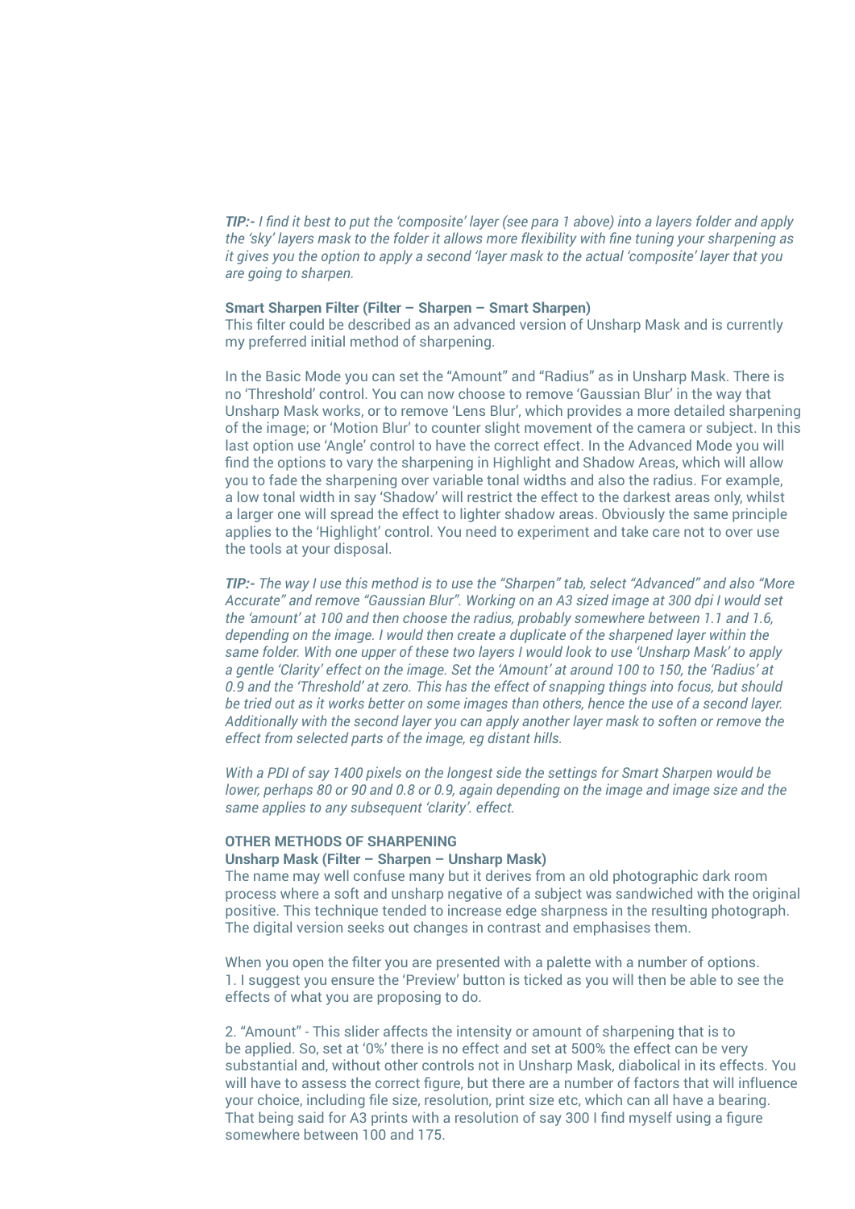***TIP:-*** *I find it best to put the 'composite' layer (see para 1 above) into a layers folder and apply the 'sky' layers mask to the folder it allows more flexibility with fine tuning your sharpening as it gives you the option to apply a second 'layer mask to the actual 'composite' layer that you are going to sharpen.*

**Smart Sharpen Filter (Filter – Sharpen – Smart Sharpen)**

This filter could be described as an advanced version of Unsharp Mask and is currently my preferred initial method of sharpening.

In the Basic Mode you can set the "Amount" and "Radius" as in Unsharp Mask. There is no 'Threshold' control. You can now choose to remove 'Gaussian Blur' in the way that Unsharp Mask works, or to remove 'Lens Blur', which provides a more detailed sharpening of the image; or 'Motion Blur' to counter slight movement of the camera or subject. In this last option use 'Angle' control to have the correct effect. In the Advanced Mode you will find the options to vary the sharpening in Highlight and Shadow Areas, which will allow you to fade the sharpening over variable tonal widths and also the radius. For example, a low tonal width in say 'Shadow' will restrict the effect to the darkest areas only, whilst a larger one will spread the effect to lighter shadow areas. Obviously the same principle applies to the 'Highlight' control. You need to experiment and take care not to over use the tools at your disposal.

***TIP:-*** *The way I use this method is to use the "Sharpen" tab, select "Advanced" and also "More Accurate" and remove "Gaussian Blur". Working on an A3 sized image at 300 dpi I would set the 'amount' at 100 and then choose the radius, probably somewhere between 1.1 and 1.6, depending on the image. I would then create a duplicate of the sharpened layer within the same folder. With one upper of these two layers I would look to use 'Unsharp Mask' to apply a gentle 'Clarity' effect on the image. Set the 'Amount' at around 100 to 150, the 'Radius' at 0.9 and the 'Threshold' at zero. This has the effect of snapping things into focus, but should be tried out as it works better on some images than others, hence the use of a second layer. Additionally with the second layer you can apply another layer mask to soften or remove the effect from selected parts of the image, eg distant hills.*

*With a PDI of say 1400 pixels on the longest side the settings for Smart Sharpen would be lower, perhaps 80 or 90 and 0.8 or 0.9, again depending on the image and image size and the same applies to any subsequent 'clarity'. effect.*

**OTHER METHODS OF SHARPENING**

**Unsharp Mask (Filter – Sharpen – Unsharp Mask)**

The name may well confuse many but it derives from an old photographic dark room process where a soft and unsharp negative of a subject was sandwiched with the original positive. This technique tended to increase edge sharpness in the resulting photograph. The digital version seeks out changes in contrast and emphasises them.

When you open the filter you are presented with a palette with a number of options.

1. I suggest you ensure the 'Preview' button is ticked as you will then be able to see the effects of what you are proposing to do.

2. "Amount" - This slider affects the intensity or amount of sharpening that is to be applied. So, set at '0%' there is no effect and set at 500% the effect can be very substantial and, without other controls not in Unsharp Mask, diabolical in its effects. You will have to assess the correct figure, but there are a number of factors that will influence your choice, including file size, resolution, print size etc, which can all have a bearing. That being said for A3 prints with a resolution of say 300 I find myself using a figure somewhere between 100 and 175.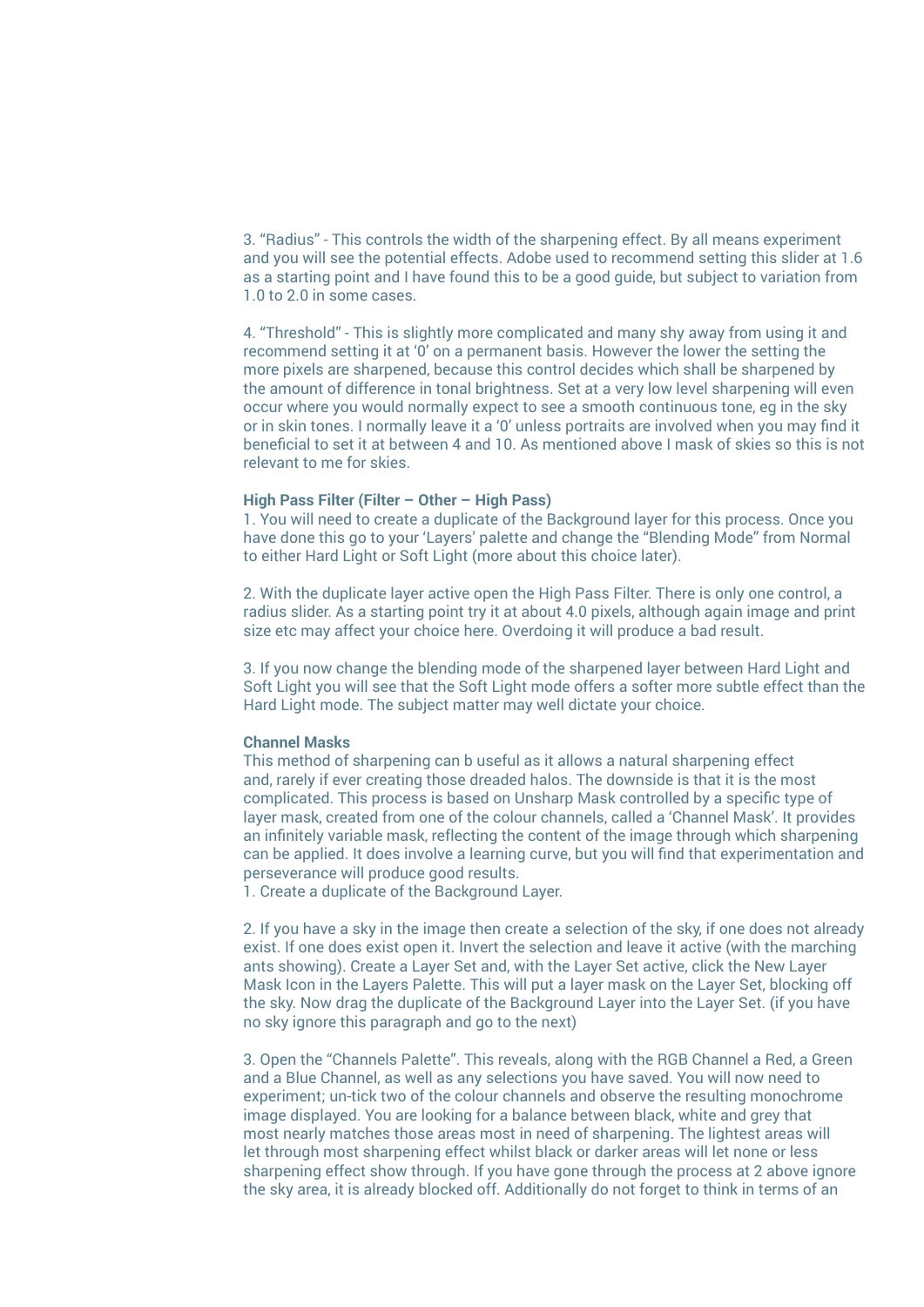3. “Radius” - This controls the width of the sharpening effect. By all means experiment and you will see the potential effects. Adobe used to recommend setting this slider at 1.6 as a starting point and I have found this to be a good guide, but subject to variation from 1.0 to 2.0 in some cases.

4. “Threshold” - This is slightly more complicated and many shy away from using it and recommend setting it at ‘0’ on a permanent basis. However the lower the setting the more pixels are sharpened, because this control decides which shall be sharpened by the amount of difference in tonal brightness. Set at a very low level sharpening will even occur where you would normally expect to see a smooth continuous tone, eg in the sky or in skin tones. I normally leave it a ‘0’ unless portraits are involved when you may find it beneficial to set it at between 4 and 10. As mentioned above I mask of skies so this is not relevant to me for skies.

**High Pass Filter (Filter – Other – High Pass)**

1. You will need to create a duplicate of the Background layer for this process. Once you have done this go to your ‘Layers’ palette and change the “Blending Mode” from Normal to either Hard Light or Soft Light (more about this choice later).

2. With the duplicate layer active open the High Pass Filter. There is only one control, a radius slider. As a starting point try it at about 4.0 pixels, although again image and print size etc may affect your choice here. Overdoing it will produce a bad result.

3. If you now change the blending mode of the sharpened layer between Hard Light and Soft Light you will see that the Soft Light mode offers a softer more subtle effect than the Hard Light mode. The subject matter may well dictate your choice.

**Channel Masks**

This method of sharpening can b useful as it allows a natural sharpening effect and, rarely if ever creating those dreaded halos. The downside is that it is the most complicated. This process is based on Unsharp Mask controlled by a specific type of layer mask, created from one of the colour channels, called a ‘Channel Mask’. It provides an infinitely variable mask, reflecting the content of the image through which sharpening can be applied. It does involve a learning curve, but you will find that experimentation and perseverance will produce good results.

1. Create a duplicate of the Background Layer.

2. If you have a sky in the image then create a selection of the sky, if one does not already exist. If one does exist open it. Invert the selection and leave it active (with the marching ants showing). Create a Layer Set and, with the Layer Set active, click the New Layer Mask Icon in the Layers Palette. This will put a layer mask on the Layer Set, blocking off the sky. Now drag the duplicate of the Background Layer into the Layer Set. (if you have no sky ignore this paragraph and go to the next)

3. Open the “Channels Palette”. This reveals, along with the RGB Channel a Red, a Green and a Blue Channel, as well as any selections you have saved. You will now need to experiment; un-tick two of the colour channels and observe the resulting monochrome image displayed. You are looking for a balance between black, white and grey that most nearly matches those areas most in need of sharpening. The lightest areas will let through most sharpening effect whilst black or darker areas will let none or less sharpening effect show through. If you have gone through the process at 2 above ignore the sky area, it is already blocked off. Additionally do not forget to think in terms of an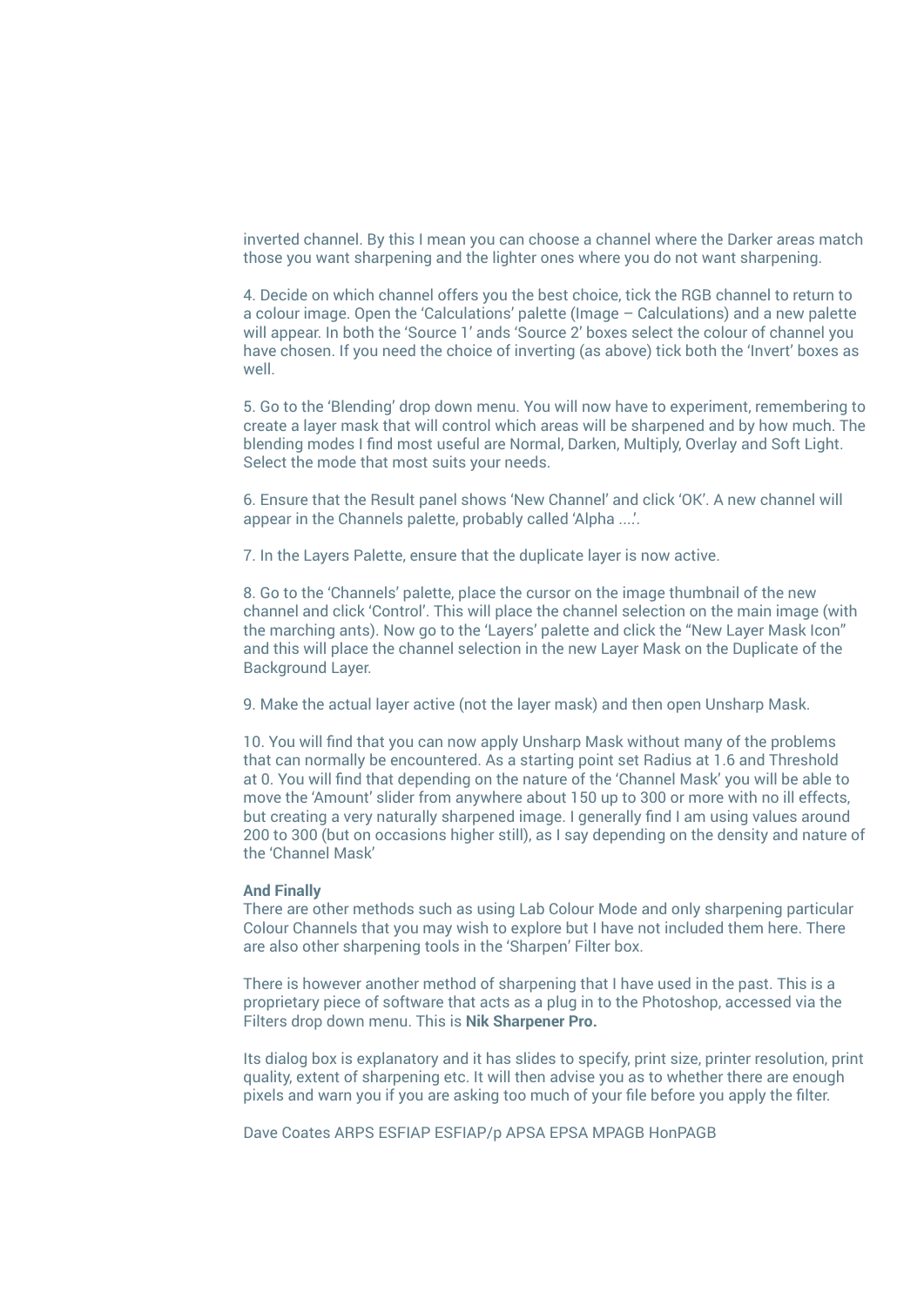inverted channel. By this I mean you can choose a channel where the Darker areas match those you want sharpening and the lighter ones where you do not want sharpening.

4. Decide on which channel offers you the best choice, tick the RGB channel to return to a colour image. Open the 'Calculations' palette (Image – Calculations) and a new palette will appear. In both the 'Source 1' ands 'Source 2' boxes select the colour of channel you have chosen. If you need the choice of inverting (as above) tick both the 'Invert' boxes as well.

5. Go to the 'Blending' drop down menu. You will now have to experiment, remembering to create a layer mask that will control which areas will be sharpened and by how much. The blending modes I find most useful are Normal, Darken, Multiply, Overlay and Soft Light. Select the mode that most suits your needs.

6. Ensure that the Result panel shows 'New Channel' and click 'OK'. A new channel will appear in the Channels palette, probably called 'Alpha ....'.

7. In the Layers Palette, ensure that the duplicate layer is now active.

8. Go to the 'Channels' palette, place the cursor on the image thumbnail of the new channel and click 'Control'. This will place the channel selection on the main image (with the marching ants). Now go to the 'Layers' palette and click the "New Layer Mask Icon" and this will place the channel selection in the new Layer Mask on the Duplicate of the Background Layer.

9. Make the actual layer active (not the layer mask) and then open Unsharp Mask.

10. You will find that you can now apply Unsharp Mask without many of the problems that can normally be encountered. As a starting point set Radius at 1.6 and Threshold at 0. You will find that depending on the nature of the 'Channel Mask' you will be able to move the 'Amount' slider from anywhere about 150 up to 300 or more with no ill effects, but creating a very naturally sharpened image. I generally find I am using values around 200 to 300 (but on occasions higher still), as I say depending on the density and nature of the 'Channel Mask'

**And Finally**

There are other methods such as using Lab Colour Mode and only sharpening particular Colour Channels that you may wish to explore but I have not included them here. There are also other sharpening tools in the 'Sharpen' Filter box.

There is however another method of sharpening that I have used in the past. This is a proprietary piece of software that acts as a plug in to the Photoshop, accessed via the Filters drop down menu. This is **Nik Sharpener Pro.**

Its dialog box is explanatory and it has slides to specify, print size, printer resolution, print quality, extent of sharpening etc. It will then advise you as to whether there are enough pixels and warn you if you are asking too much of your file before you apply the filter.

Dave Coates ARPS ESFIAP ESFIAP/p APSA EPSA MPAGB HonPAGB